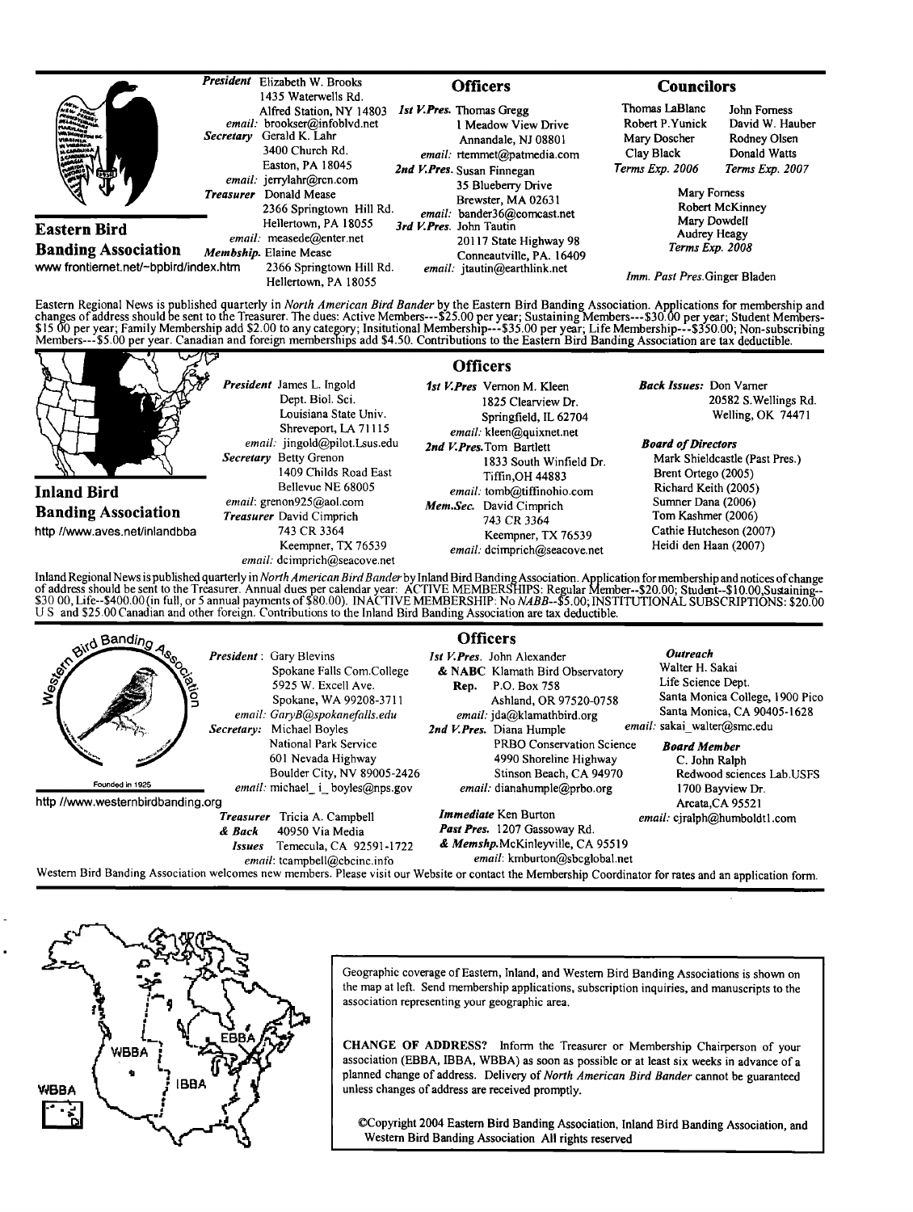## Eastern Bird Banding Association

www frontiernet.net/~bpbird/index.htm

*President* Elizabeth W. Brooks
1435 Waterwells Rd.
Alfred Station, NY 14803
*email:* brookser@infoblvd.net

*Secretary* Gerald K. Lahr
3400 Church Rd.
Easton, PA 18045
*email:* jerrylahr@rcn.com

*Treasurer* Donald Mease
2366 Springtown Hill Rd.
Hellertown, PA 18055
*email:* measede@enter.net

*Membship.* Elaine Mease
2366 Springtown Hill Rd.
Hellertown, PA 18055

### Officers

*1st V.Pres.* Thomas Gregg
1 Meadow View Drive
Annandale, NJ 08801
*email:* rtemmet@patmedia.com

*2nd V.Pres.* Susan Finnegan
35 Blueberry Drive
Brewster, MA 02631
*email:* bander36@comcast.net

*3rd V.Pres.* John Tautin
20117 State Highway 98
Conneautville, PA. 16409
*email:* jtautin@earthlink.net

### Councilors

Thomas LaBlanc, Robert P. Yunick, Mary Doscher, Clay Black — *Terms Exp. 2006*

John Forness, David W. Hauber, Rodney Olsen, Donald Watts — *Terms Exp. 2007*

Mary Forness, Robert McKinney, Mary Dowdell, Audrey Heagy — *Terms Exp. 2008*

*Imm. Past Pres.* Ginger Bladen

Eastern Regional News is published quarterly in *North American Bird Bander* by the Eastern Bird Banding Association. Applications for membership and changes of address should be sent to the Treasurer. The dues: Active Members---$25.00 per year; Sustaining Members---$30.00 per year; Student Members-$15 00 per year; Family Membership add $2.00 to any category; Insitutional Membership---$35.00 per year; Life Membership---$350.00; Non-subscribing Members---$5.00 per year. Canadian and foreign memberships add $4.50. Contributions to the Eastern Bird Banding Association are tax deductible.

## Inland Bird Banding Association

http //www.aves.net/inlandbba

*President* James L. Ingold
Dept. Biol. Sci.
Louisiana State Univ.
Shreveport, LA 71115
*email:* jingold@pilot.Lsus.edu

*Secretary* Betty Grenon
1409 Childs Road East
Bellevue NE 68005
*email:* grenon925@aol.com

*Treasurer* David Cimprich
743 CR 3364
Keempner, TX 76539
*email:* dcimprich@seacove.net

### Officers

*1st V.Pres* Vernon M. Kleen
1825 Clearview Dr.
Springfield, IL 62704
*email:* kleen@quixnet.net

*2nd V.Pres.* Tom Bartlett
1833 South Winfield Dr.
Tiffin, OH 44883
*email:* tomb@tiffinohio.com

*Mem.Sec.* David Cimprich
743 CR 3364
Keempner, TX 76539
*email:* dcimprich@seacove.net

*Back Issues:* Don Varner
20582 S.Wellings Rd.
Welling, OK 74471

*Board of Directors*
Mark Shieldcastle (Past Pres.)
Brent Ortego (2005)
Richard Keith (2005)
Sumner Dana (2006)
Tom Kashmer (2006)
Cathie Hutcheson (2007)
Heidi den Haan (2007)

Inland Regional News is published quarterly in *North American Bird Bander* by Inland Bird Banding Association. Application for membership and notices of change of address should be sent to the Treasurer. Annual dues per calendar year: ACTIVE MEMBERSHIPS: Regular Member--$20.00; Student--$10.00, Sustaining--$30 00, Life--$400.00 (in full, or 5 annual payments of $80.00). INACTIVE MEMBERSHIP: No *NABB*--$5.00; INSTITUTIONAL SUBSCRIPTIONS: $20.00 U S and $25.00 Canadian and other foreign. Contributions to the Inland Bird Banding Association are tax deductible.

## Western Bird Banding Association

Founded in 1925

http //www.westernbirdbanding.org

*President*: Gary Blevins
Spokane Falls Com.College
5925 W. Excell Ave.
Spokane, WA 99208-3711
*email:* GaryB@spokanefalls.edu

*Secretary:* Michael Boyles
National Park Service
601 Nevada Highway
Boulder City, NV 89005-2426
*email:* michael_i_boyles@nps.gov

*Treasurer & Back Issues* Tricia A. Campbell
40950 Via Media
Temecula, CA 92591-1722
*email:* tcampbell@cbcinc.info

### Officers

*1st V.Pres. & NABC Rep.* John Alexander
Klamath Bird Observatory
P.O. Box 758
Ashland, OR 97520-0758
*email:* jda@klamathbird.org

*2nd V.Pres.* Diana Humple
PRBO Conservation Science
4990 Shoreline Highway
Stinson Beach, CA 94970
*email:* dianahumple@prbo.org

*Immediate Past Pres. & Memshp.* Ken Burton
1207 Gassoway Rd.
McKinleyville, CA 95519
*email:* kmburton@sbcglobal.net

*Outreach*
Walter H. Sakai
Life Science Dept.
Santa Monica College, 1900 Pico
Santa Monica, CA 90405-1628
*email:* sakai_walter@smc.edu

*Board Member*
C. John Ralph
Redwood sciences Lab.USFS
1700 Bayview Dr.
Arcata, CA 95521
*email:* cjralph@humboldt1.com

Western Bird Banding Association welcomes new members. Please visit our Website or contact the Membership Coordinator for rates and an application form.

---

Geographic coverage of Eastern, Inland, and Western Bird Banding Associations is shown on the map at left. Send membership applications, subscription inquiries, and manuscripts to the association representing your geographic area.

**CHANGE OF ADDRESS?** Inform the Treasurer or Membership Chairperson of your association (EBBA, IBBA, WBBA) as soon as possible or at least six weeks in advance of a planned change of address. Delivery of *North American Bird Bander* cannot be guaranteed unless changes of address are received promptly.

©Copyright 2004 Eastern Bird Banding Association, Inland Bird Banding Association, and Western Bird Banding Association All rights reserved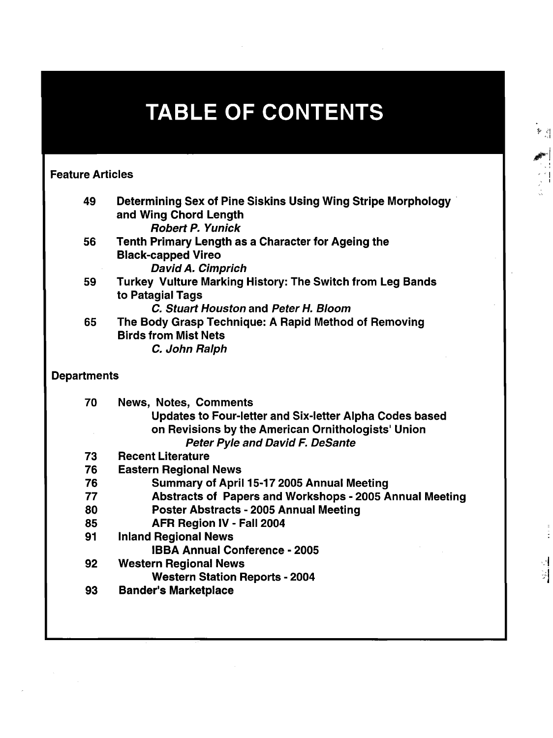# TABLE OF CONTENTS

## Feature Articles

49 **Determining Sex of Pine Siskins Using Wing Stripe Morphology and Wing Chord Length**
*Robert P. Yunick*

56 **Tenth Primary Length as a Character for Ageing the Black-capped Vireo**
*David A. Cimprich*

59 **Turkey Vulture Marking History: The Switch from Leg Bands to Patagial Tags**
*C. Stuart Houston* and *Peter H. Bloom*

65 **The Body Grasp Technique: A Rapid Method of Removing Birds from Mist Nets**
*C. John Ralph*

## Departments

70 **News, Notes, Comments**
**Updates to Four-letter and Six-letter Alpha Codes based on Revisions by the American Ornithologists' Union**
*Peter Pyle and David F. DeSante*

73 **Recent Literature**

76 **Eastern Regional News**

76 **Summary of April 15-17 2005 Annual Meeting**

77 **Abstracts of Papers and Workshops - 2005 Annual Meeting**

80 **Poster Abstracts - 2005 Annual Meeting**

85 **AFR Region IV - Fall 2004**

91 **Inland Regional News**
**IBBA Annual Conference - 2005**

92 **Western Regional News**
**Western Station Reports - 2004**

93 **Bander's Marketplace**